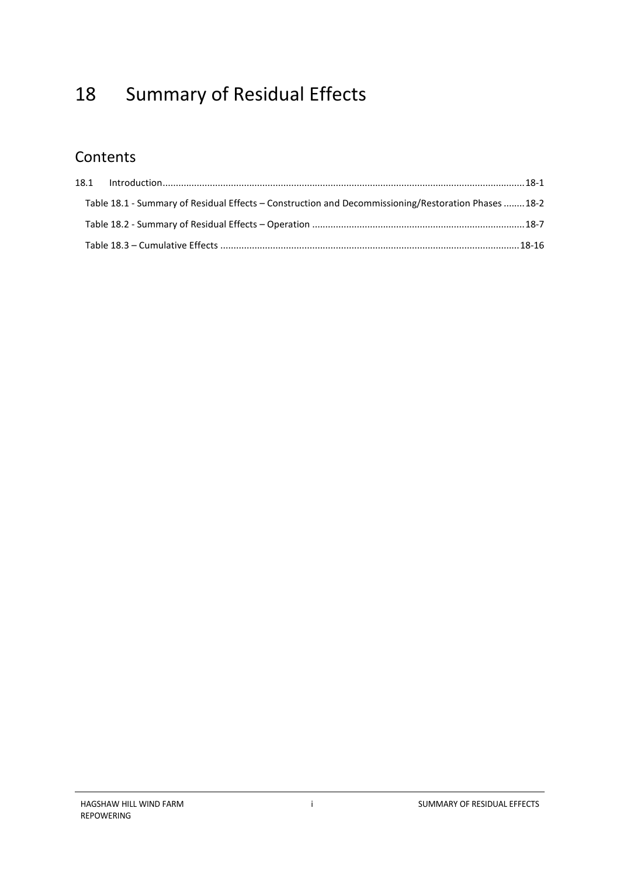# 18 Summary of Residual Effects

## Contents

18.1 Introduction........................................................................................................................................18-1

Table 18.1 - Summary of Residual Effects – Construction and Decommissioning/Restoration Phases ........18-2

Table 18.2 - Summary of Residual Effects – Operation ................................................................................18-7

Table 18.3 – Cumulative Effects ................................................................................................................18-16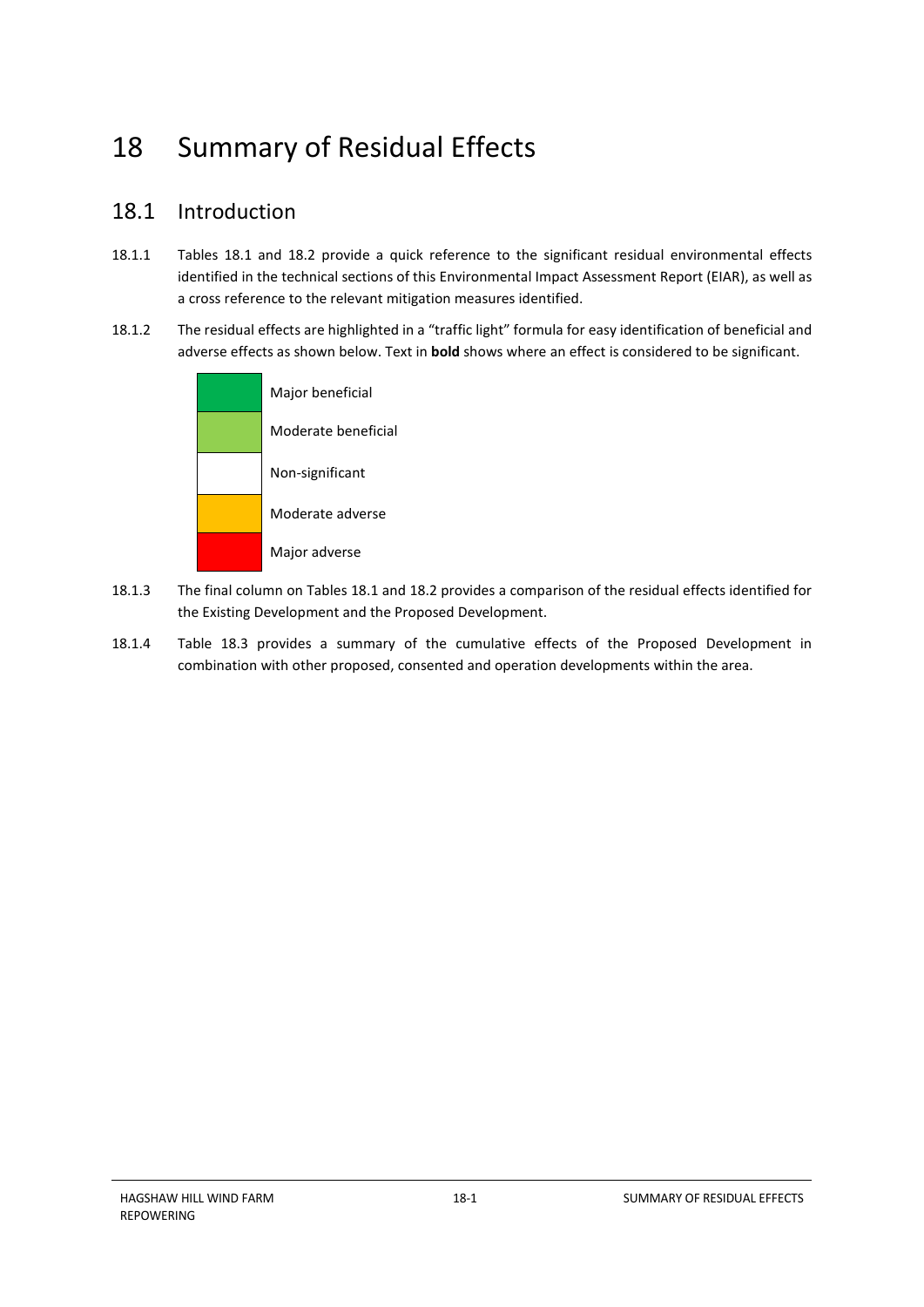# 18 Summary of Residual Effects

## 18.1 Introduction

18.1.1 Tables 18.1 and 18.2 provide a quick reference to the significant residual environmental effects identified in the technical sections of this Environmental Impact Assessment Report (EIAR), as well as a cross reference to the relevant mitigation measures identified.

18.1.2 The residual effects are highlighted in a "traffic light" formula for easy identification of beneficial and adverse effects as shown below. Text in **bold** shows where an effect is considered to be significant.

| Colour | Effect |
| --- | --- |
| Dark green | Major beneficial |
| Light green | Moderate beneficial |
| White | Non-significant |
| Amber | Moderate adverse |
| Red | Major adverse |

18.1.3 The final column on Tables 18.1 and 18.2 provides a comparison of the residual effects identified for the Existing Development and the Proposed Development.

18.1.4 Table 18.3 provides a summary of the cumulative effects of the Proposed Development in combination with other proposed, consented and operation developments within the area.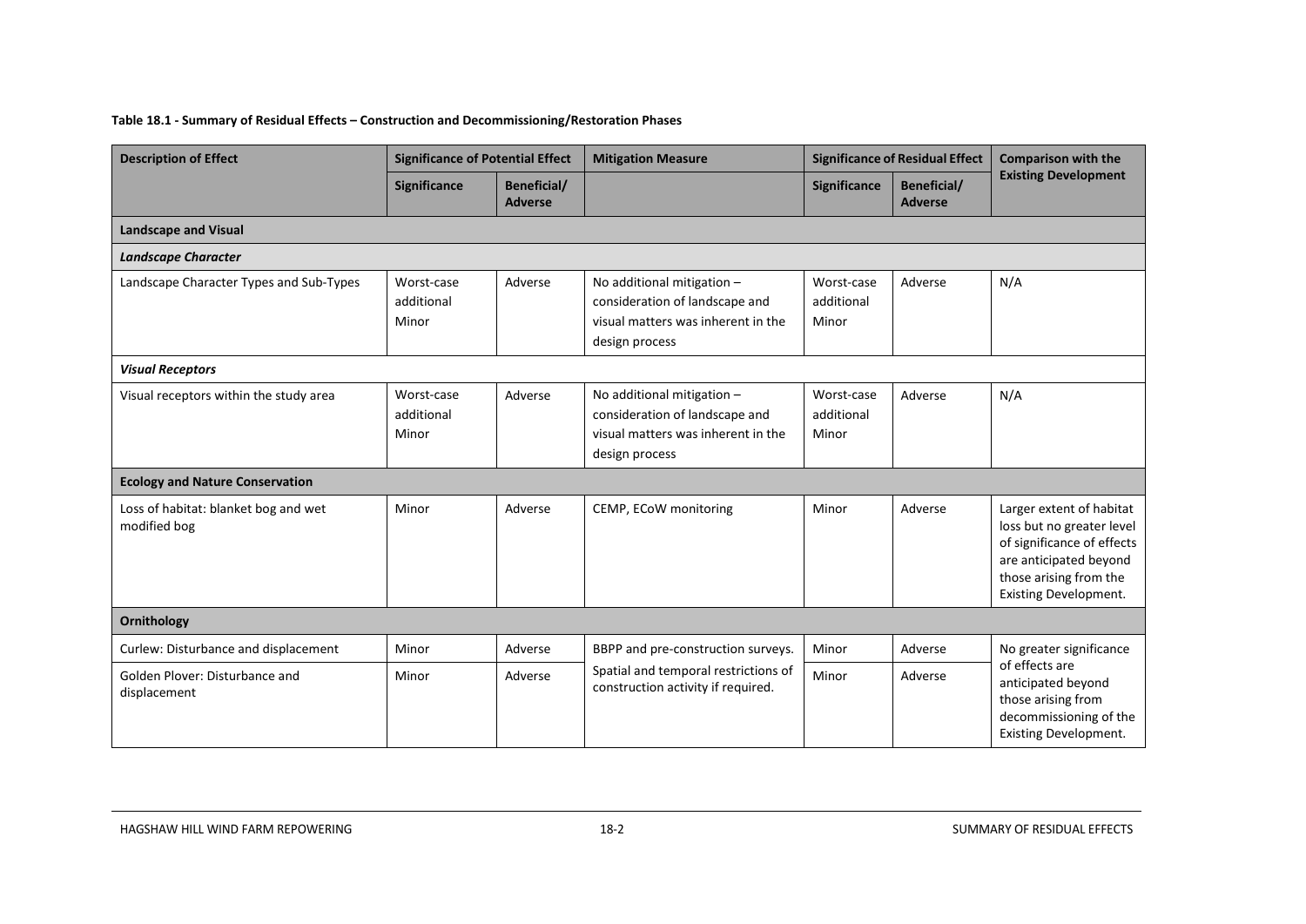**Table 18.1 - Summary of Residual Effects – Construction and Decommissioning/Restoration Phases**

| Description of Effect | Significance of Potential Effect | | Mitigation Measure | Significance of Residual Effect | | Comparison with the Existing Development |
|---|---|---|---|---|---|---|
| | Significance | Beneficial/ Adverse | | Significance | Beneficial/ Adverse | |
| **Landscape and Visual** | | | | | | |
| ***Landscape Character*** | | | | | | |
| Landscape Character Types and Sub-Types | Worst-case additional Minor | Adverse | No additional mitigation – consideration of landscape and visual matters was inherent in the design process | Worst-case additional Minor | Adverse | N/A |
| ***Visual Receptors*** | | | | | | |
| Visual receptors within the study area | Worst-case additional Minor | Adverse | No additional mitigation – consideration of landscape and visual matters was inherent in the design process | Worst-case additional Minor | Adverse | N/A |
| **Ecology and Nature Conservation** | | | | | | |
| Loss of habitat: blanket bog and wet modified bog | Minor | Adverse | CEMP, ECoW monitoring | Minor | Adverse | Larger extent of habitat loss but no greater level of significance of effects are anticipated beyond those arising from the Existing Development. |
| **Ornithology** | | | | | | |
| Curlew: Disturbance and displacement | Minor | Adverse | BBPP and pre-construction surveys. Spatial and temporal restrictions of construction activity if required. | Minor | Adverse | No greater significance of effects are anticipated beyond those arising from decommissioning of the Existing Development. |
| Golden Plover: Disturbance and displacement | Minor | Adverse | | Minor | Adverse | |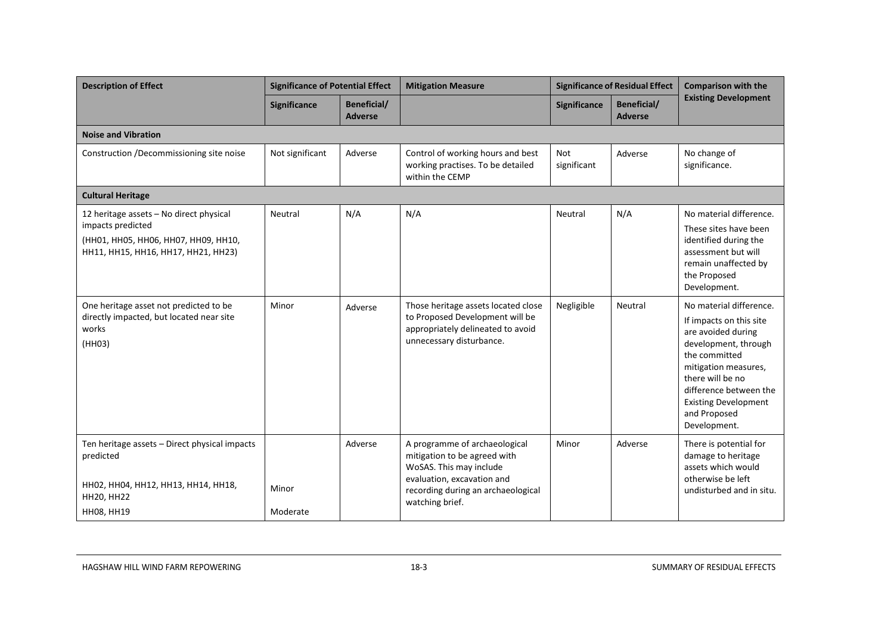| Description of Effect | Significance of Potential Effect | | Mitigation Measure | Significance of Residual Effect | | Comparison with the Existing Development |
|---|---|---|---|---|---|---|
| | Significance | Beneficial/ Adverse | | Significance | Beneficial/ Adverse | |
| **Noise and Vibration** | | | | | | |
| Construction /Decommissioning site noise | Not significant | Adverse | Control of working hours and best working practises. To be detailed within the CEMP | Not significant | Adverse | No change of significance. |
| **Cultural Heritage** | | | | | | |
| 12 heritage assets – No direct physical impacts predicted (HH01, HH05, HH06, HH07, HH09, HH10, HH11, HH15, HH16, HH17, HH21, HH23) | Neutral | N/A | N/A | Neutral | N/A | No material difference. These sites have been identified during the assessment but will remain unaffected by the Proposed Development. |
| One heritage asset not predicted to be directly impacted, but located near site works (HH03) | Minor | Adverse | Those heritage assets located close to Proposed Development will be appropriately delineated to avoid unnecessary disturbance. | Negligible | Neutral | No material difference. If impacts on this site are avoided during development, through the committed mitigation measures, there will be no difference between the Existing Development and Proposed Development. |
| Ten heritage assets – Direct physical impacts predicted HH02, HH04, HH12, HH13, HH14, HH18, HH20, HH22 HH08, HH19 | Minor Moderate | Adverse | A programme of archaeological mitigation to be agreed with WoSAS. This may include evaluation, excavation and recording during an archaeological watching brief. | Minor | Adverse | There is potential for damage to heritage assets which would otherwise be left undisturbed and in situ. |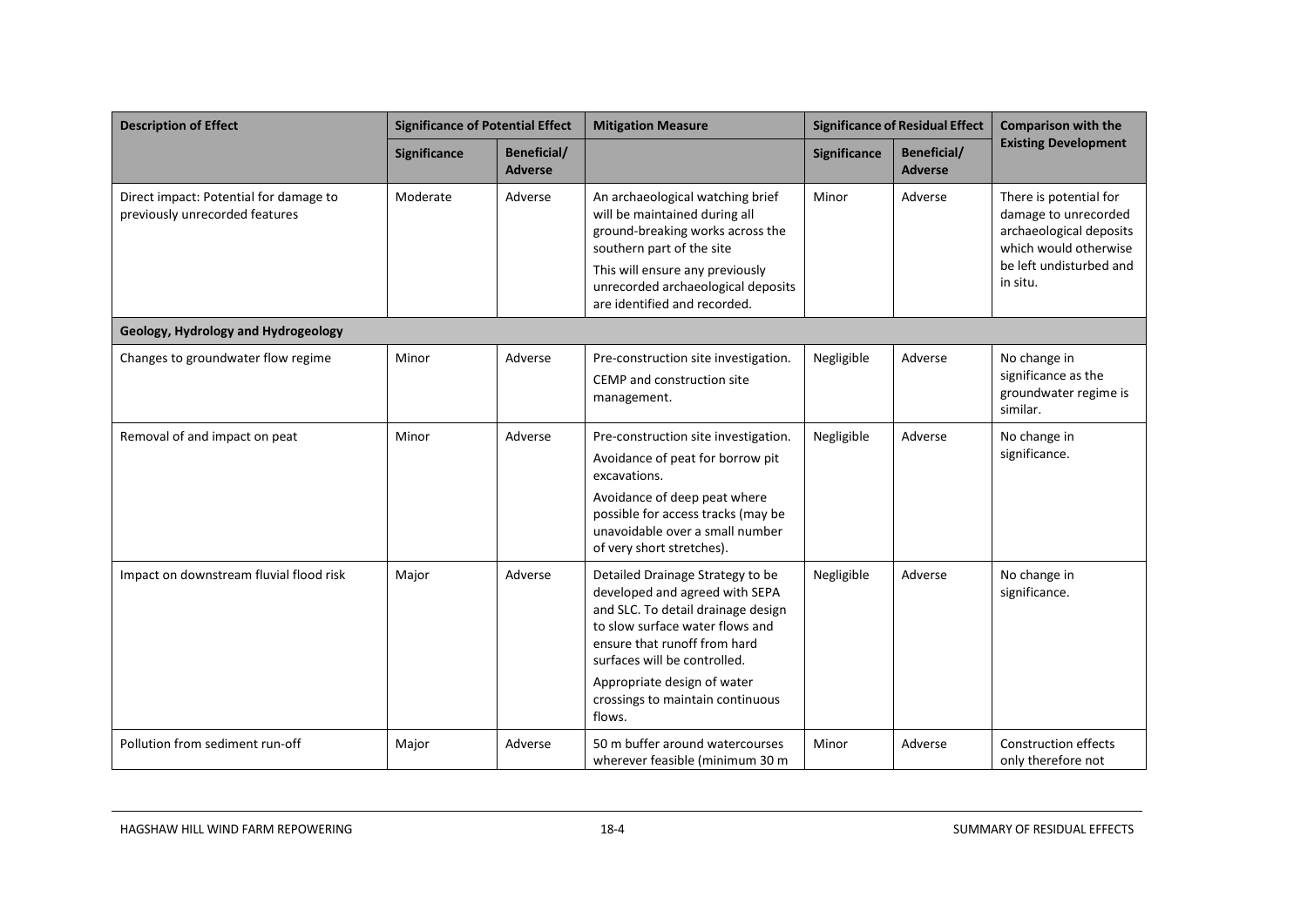| Description of Effect | Significance of Potential Effect | | Mitigation Measure | Significance of Residual Effect | | Comparison with the Existing Development |
|---|---|---|---|---|---|---|
| | Significance | Beneficial/ Adverse | | Significance | Beneficial/ Adverse | |
| Direct impact: Potential for damage to previously unrecorded features | Moderate | Adverse | An archaeological watching brief will be maintained during all ground-breaking works across the southern part of the site<br>This will ensure any previously unrecorded archaeological deposits are identified and recorded. | Minor | Adverse | There is potential for damage to unrecorded archaeological deposits which would otherwise be left undisturbed and in situ. |
| **Geology, Hydrology and Hydrogeology** | | | | | | |
| Changes to groundwater flow regime | Minor | Adverse | Pre-construction site investigation.<br>CEMP and construction site management. | Negligible | Adverse | No change in significance as the groundwater regime is similar. |
| Removal of and impact on peat | Minor | Adverse | Pre-construction site investigation.<br>Avoidance of peat for borrow pit excavations.<br>Avoidance of deep peat where possible for access tracks (may be unavoidable over a small number of very short stretches). | Negligible | Adverse | No change in significance. |
| Impact on downstream fluvial flood risk | Major | Adverse | Detailed Drainage Strategy to be developed and agreed with SEPA and SLC. To detail drainage design to slow surface water flows and ensure that runoff from hard surfaces will be controlled.<br>Appropriate design of water crossings to maintain continuous flows. | Negligible | Adverse | No change in significance. |
| Pollution from sediment run-off | Major | Adverse | 50 m buffer around watercourses wherever feasible (minimum 30 m | Minor | Adverse | Construction effects only therefore not |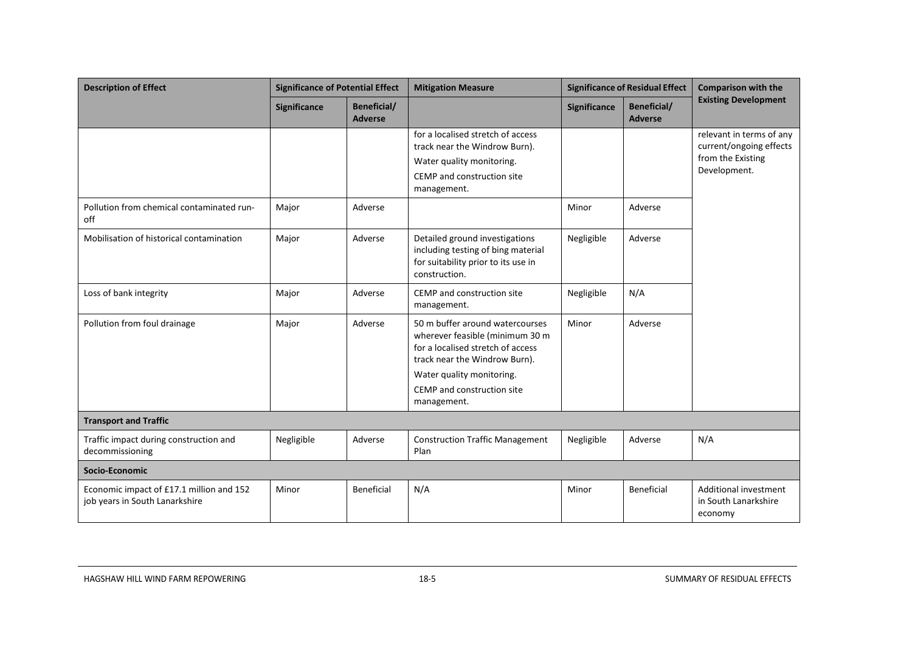| Description of Effect | Significance of Potential Effect | | Mitigation Measure | Significance of Residual Effect | | Comparison with the Existing Development |
|---|---|---|---|---|---|---|
| | Significance | Beneficial/ Adverse | | Significance | Beneficial/ Adverse | |
| | | | for a localised stretch of access track near the Windrow Burn). Water quality monitoring. CEMP and construction site management. | | | relevant in terms of any current/ongoing effects from the Existing Development. |
| Pollution from chemical contaminated run-off | Major | Adverse | | Minor | Adverse | |
| Mobilisation of historical contamination | Major | Adverse | Detailed ground investigations including testing of bing material for suitability prior to its use in construction. | Negligible | Adverse | |
| Loss of bank integrity | Major | Adverse | CEMP and construction site management. | Negligible | N/A | |
| Pollution from foul drainage | Major | Adverse | 50 m buffer around watercourses wherever feasible (minimum 30 m for a localised stretch of access track near the Windrow Burn). Water quality monitoring. CEMP and construction site management. | Minor | Adverse | |
| **Transport and Traffic** | | | | | | |
| Traffic impact during construction and decommissioning | Negligible | Adverse | Construction Traffic Management Plan | Negligible | Adverse | N/A |
| **Socio-Economic** | | | | | | |
| Economic impact of £17.1 million and 152 job years in South Lanarkshire | Minor | Beneficial | N/A | Minor | Beneficial | Additional investment in South Lanarkshire economy |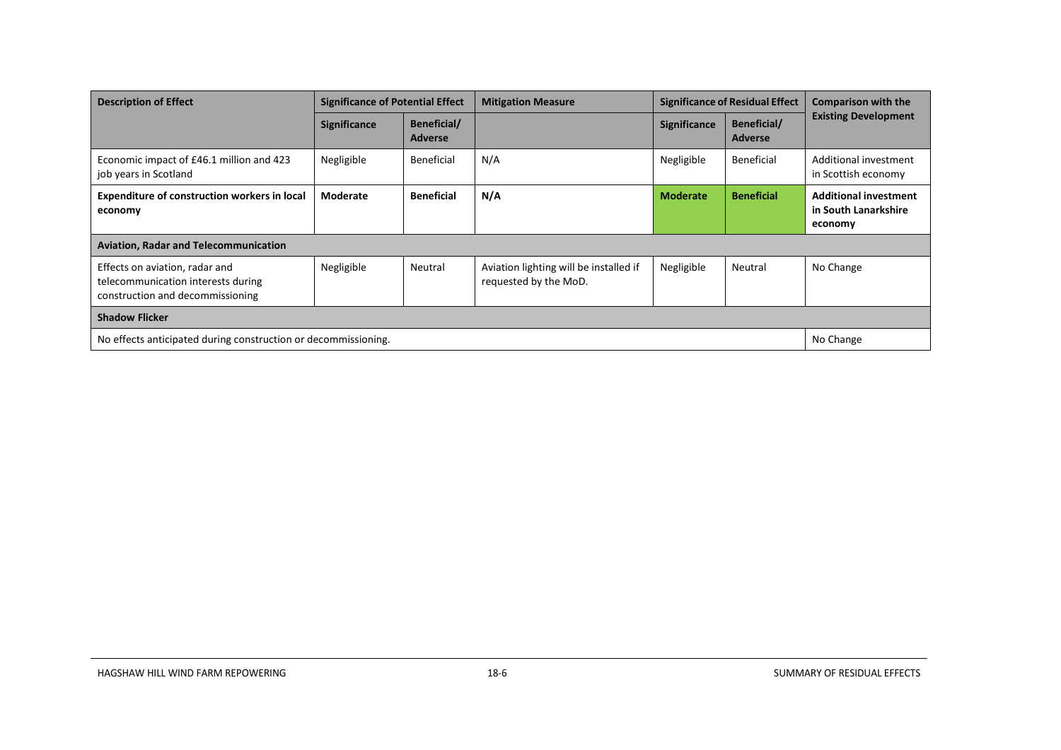| Description of Effect | Significance of Potential Effect | | Mitigation Measure | Significance of Residual Effect | | Comparison with the Existing Development |
|---|---|---|---|---|---|---|
| | Significance | Beneficial/ Adverse | | Significance | Beneficial/ Adverse | |
| Economic impact of £46.1 million and 423 job years in Scotland | Negligible | Beneficial | N/A | Negligible | Beneficial | Additional investment in Scottish economy |
| **Expenditure of construction workers in local economy** | **Moderate** | **Beneficial** | **N/A** | **Moderate** | **Beneficial** | **Additional investment in South Lanarkshire economy** |
| **Aviation, Radar and Telecommunication** | | | | | | |
| Effects on aviation, radar and telecommunication interests during construction and decommissioning | Negligible | Neutral | Aviation lighting will be installed if requested by the MoD. | Negligible | Neutral | No Change |
| **Shadow Flicker** | | | | | | |
| No effects anticipated during construction or decommissioning. | | | | | | No Change |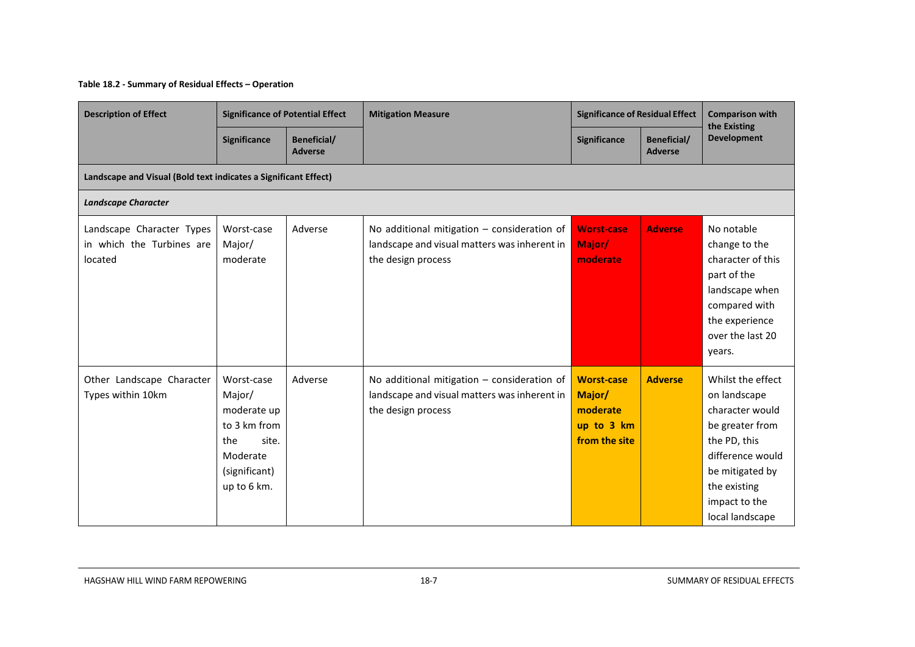**Table 18.2 - Summary of Residual Effects – Operation**

| Description of Effect | Significance of Potential Effect | | Mitigation Measure | Significance of Residual Effect | | Comparison with the Existing Development |
|---|---|---|---|---|---|---|
| | Significance | Beneficial/ Adverse | | Significance | Beneficial/ Adverse | |
| **Landscape and Visual (Bold text indicates a Significant Effect)** | | | | | | |
| ***Landscape Character*** | | | | | | |
| Landscape Character Types in which the Turbines are located | Worst-case Major/ moderate | Adverse | No additional mitigation – consideration of landscape and visual matters was inherent in the design process | **Worst-case Major/ moderate** | **Adverse** | No notable change to the character of this part of the landscape when compared with the experience over the last 20 years. |
| Other Landscape Character Types within 10km | Worst-case Major/ moderate up to 3 km from the site. Moderate (significant) up to 6 km. | Adverse | No additional mitigation – consideration of landscape and visual matters was inherent in the design process | **Worst-case Major/ moderate up to 3 km from the site** | **Adverse** | Whilst the effect on landscape character would be greater from the PD, this difference would be mitigated by the existing impact to the local landscape |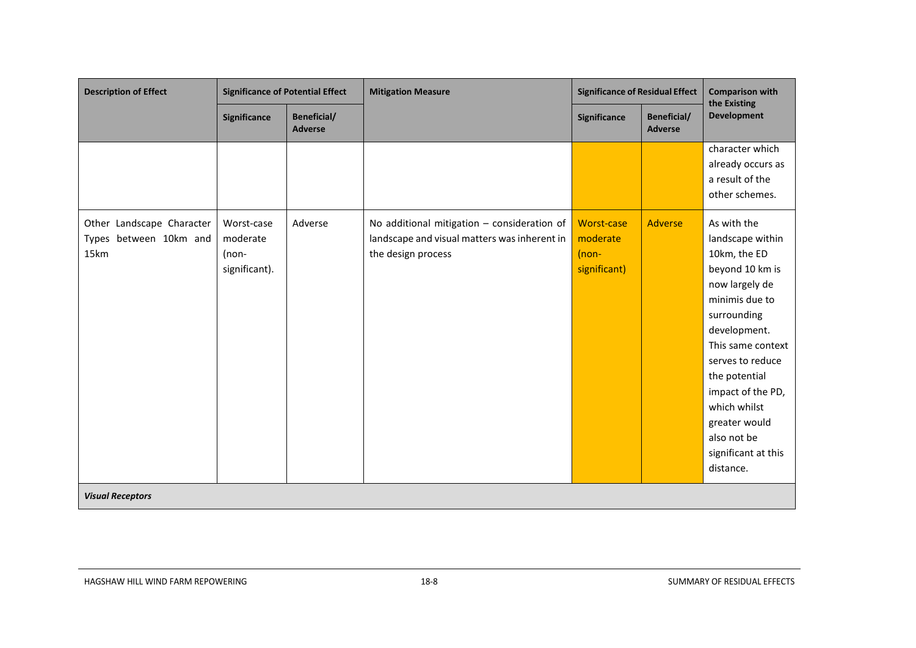| Description of Effect | Significance of Potential Effect | | Mitigation Measure | Significance of Residual Effect | | Comparison with the Existing Development |
|---|---|---|---|---|---|---|
| | Significance | Beneficial/ Adverse | | Significance | Beneficial/ Adverse | |
| | | | | | | character which already occurs as a result of the other schemes. |
| Other Landscape Character Types between 10km and 15km | Worst-case moderate (non-significant). | Adverse | No additional mitigation – consideration of landscape and visual matters was inherent in the design process | Worst-case moderate (non-significant) | Adverse | As with the landscape within 10km, the ED beyond 10 km is now largely de minimis due to surrounding development. This same context serves to reduce the potential impact of the PD, which whilst greater would also not be significant at this distance. |
| ***Visual Receptors*** | | | | | | |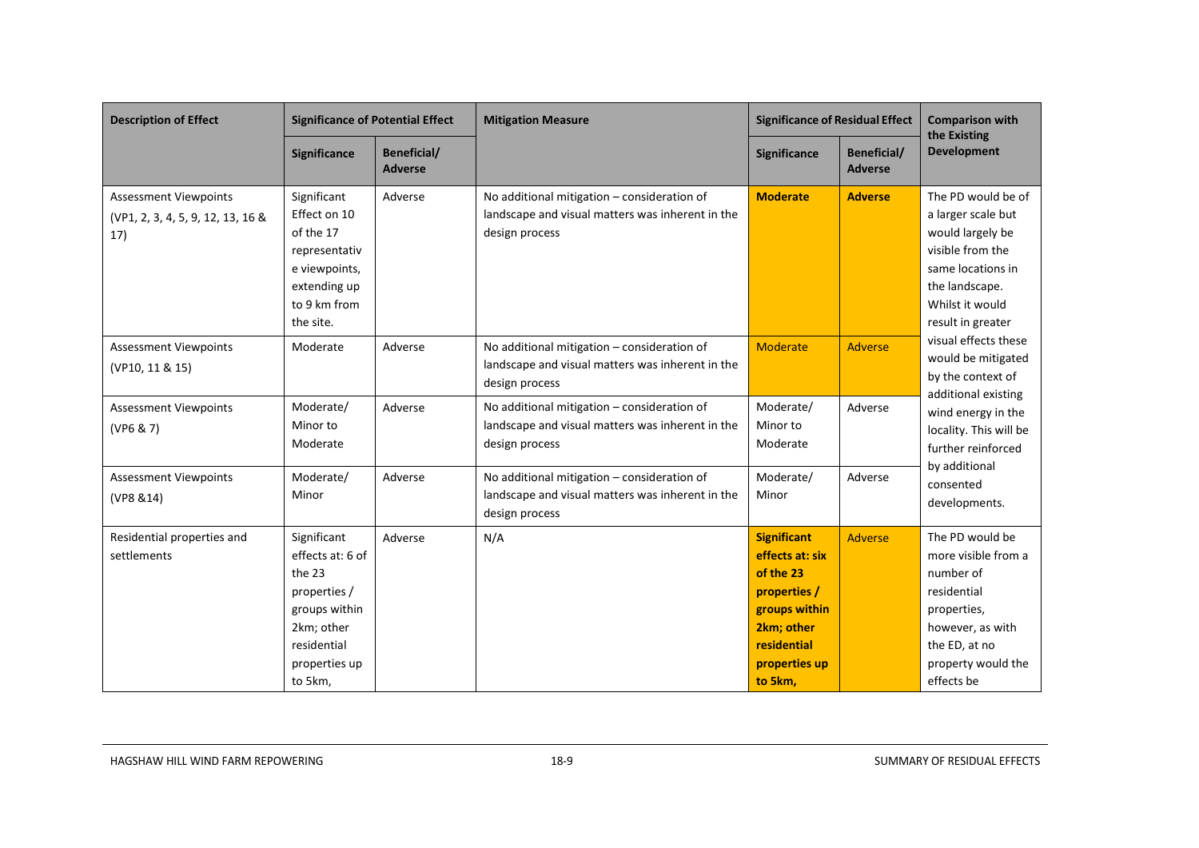| Description of Effect | Significance of Potential Effect | | Mitigation Measure | Significance of Residual Effect | | Comparison with the Existing Development |
|---|---|---|---|---|---|---|
| | Significance | Beneficial/ Adverse | | Significance | Beneficial/ Adverse | |
| Assessment Viewpoints (VP1, 2, 3, 4, 5, 9, 12, 13, 16 & 17) | Significant Effect on 10 of the 17 representative viewpoints, extending up to 9 km from the site. | Adverse | No additional mitigation – consideration of landscape and visual matters was inherent in the design process | **Moderate** | **Adverse** | The PD would be of a larger scale but would largely be visible from the same locations in the landscape. Whilst it would result in greater visual effects these would be mitigated by the context of additional existing wind energy in the locality. This will be further reinforced by additional consented developments. |
| Assessment Viewpoints (VP10, 11 & 15) | Moderate | Adverse | No additional mitigation – consideration of landscape and visual matters was inherent in the design process | Moderate | Adverse | |
| Assessment Viewpoints (VP6 & 7) | Moderate/ Minor to Moderate | Adverse | No additional mitigation – consideration of landscape and visual matters was inherent in the design process | Moderate/ Minor to Moderate | Adverse | |
| Assessment Viewpoints (VP8 &14) | Moderate/ Minor | Adverse | No additional mitigation – consideration of landscape and visual matters was inherent in the design process | Moderate/ Minor | Adverse | |
| Residential properties and settlements | Significant effects at: 6 of the 23 properties / groups within 2km; other residential properties up to 5km, | Adverse | N/A | **Significant effects at: six of the 23 properties / groups within 2km; other residential properties up to 5km,** | Adverse | The PD would be more visible from a number of residential properties, however, as with the ED, at no property would the effects be |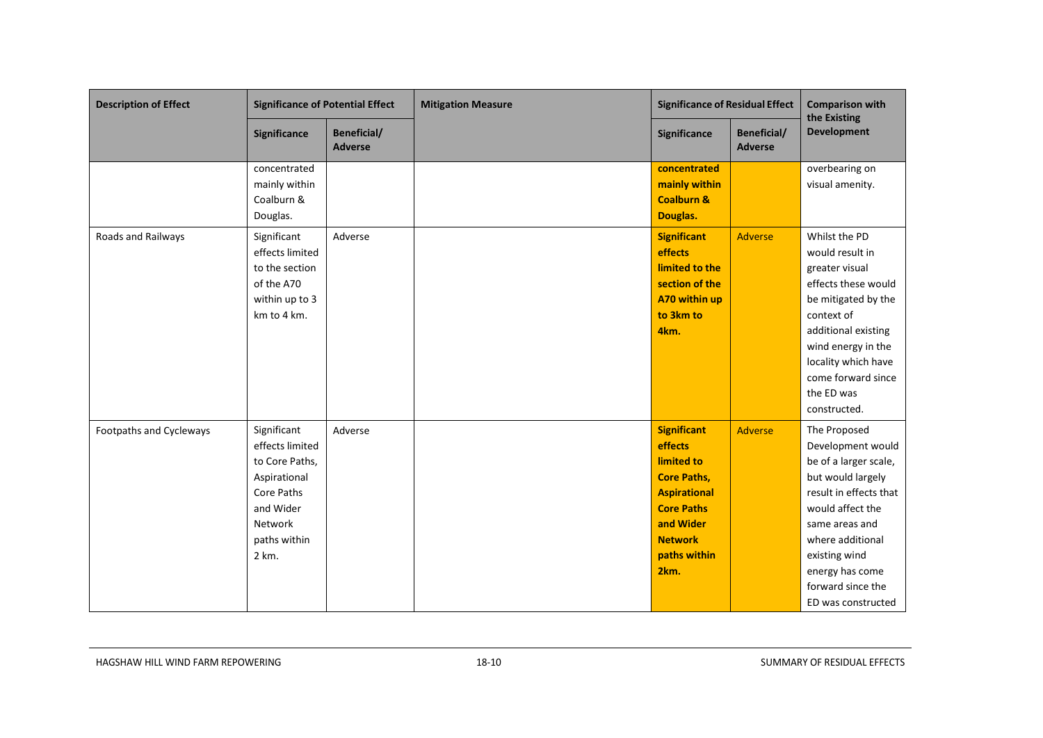| Description of Effect | Significance of Potential Effect | | Mitigation Measure | Significance of Residual Effect | | Comparison with the Existing Development |
|---|---|---|---|---|---|---|
| | Significance | Beneficial/ Adverse | | Significance | Beneficial/ Adverse | |
| | concentrated mainly within Coalburn & Douglas. | | | **concentrated mainly within Coalburn & Douglas.** | | overbearing on visual amenity. |
| Roads and Railways | Significant effects limited to the section of the A70 within up to 3 km to 4 km. | Adverse | | **Significant effects limited to the section of the A70 within up to 3km to 4km.** | Adverse | Whilst the PD would result in greater visual effects these would be mitigated by the context of additional existing wind energy in the locality which have come forward since the ED was constructed. |
| Footpaths and Cycleways | Significant effects limited to Core Paths, Aspirational Core Paths and Wider Network paths within 2 km. | Adverse | | **Significant effects limited to Core Paths, Aspirational Core Paths and Wider Network paths within 2km.** | Adverse | The Proposed Development would be of a larger scale, but would largely result in effects that would affect the same areas and where additional existing wind energy has come forward since the ED was constructed |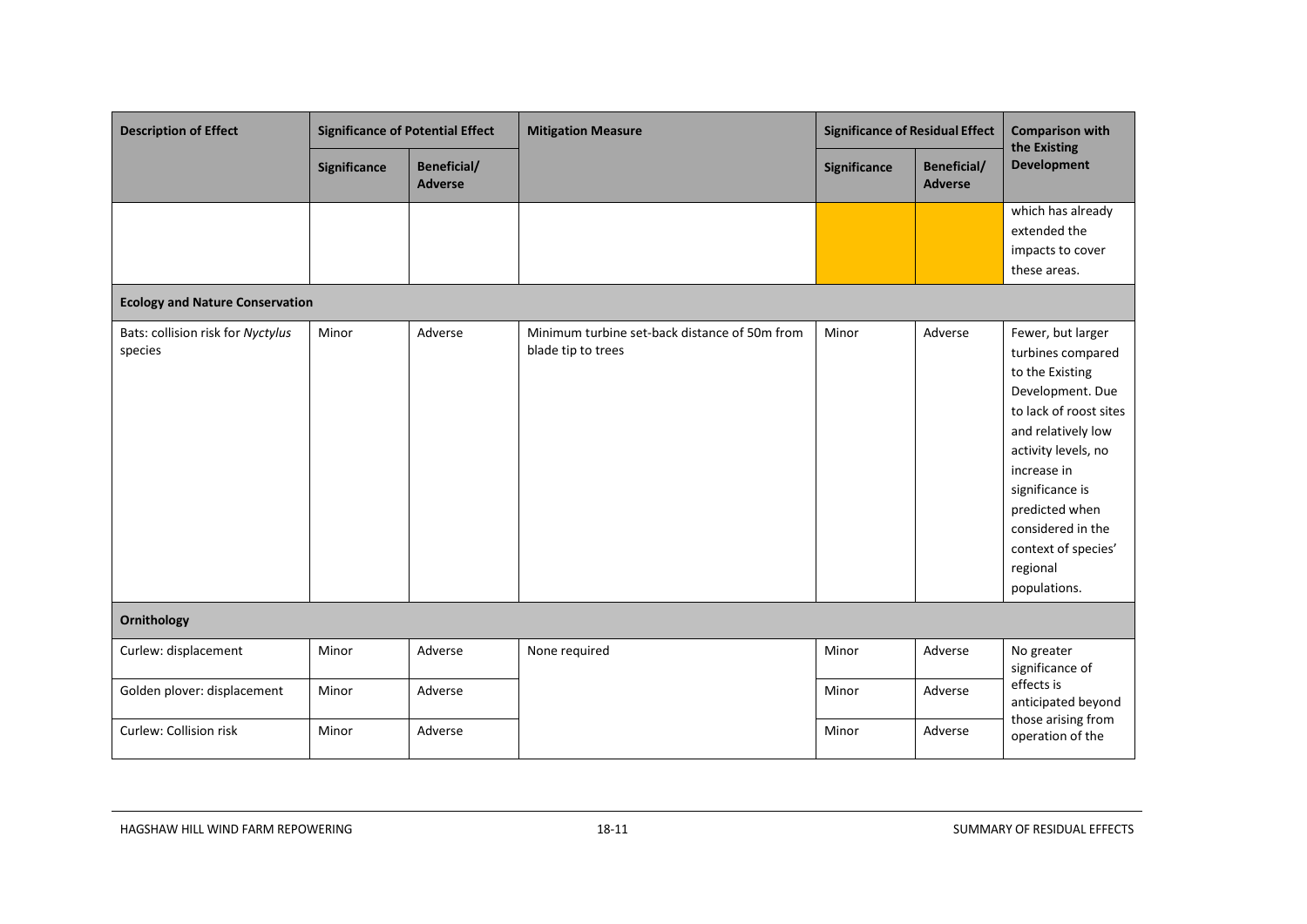| Description of Effect | Significance of Potential Effect | | Mitigation Measure | Significance of Residual Effect | | Comparison with the Existing Development |
|---|---|---|---|---|---|---|
| | Significance | Beneficial/ Adverse | | Significance | Beneficial/ Adverse | |
| | | | | | | which has already extended the impacts to cover these areas. |
| **Ecology and Nature Conservation** | | | | | | |
| Bats: collision risk for *Nyctylus* species | Minor | Adverse | Minimum turbine set-back distance of 50m from blade tip to trees | Minor | Adverse | Fewer, but larger turbines compared to the Existing Development. Due to lack of roost sites and relatively low activity levels, no increase in significance is predicted when considered in the context of species' regional populations. |
| **Ornithology** | | | | | | |
| Curlew: displacement | Minor | Adverse | None required | Minor | Adverse | No greater significance of effects is anticipated beyond those arising from operation of the |
| Golden plover: displacement | Minor | Adverse | | Minor | Adverse | |
| Curlew: Collision risk | Minor | Adverse | | Minor | Adverse | |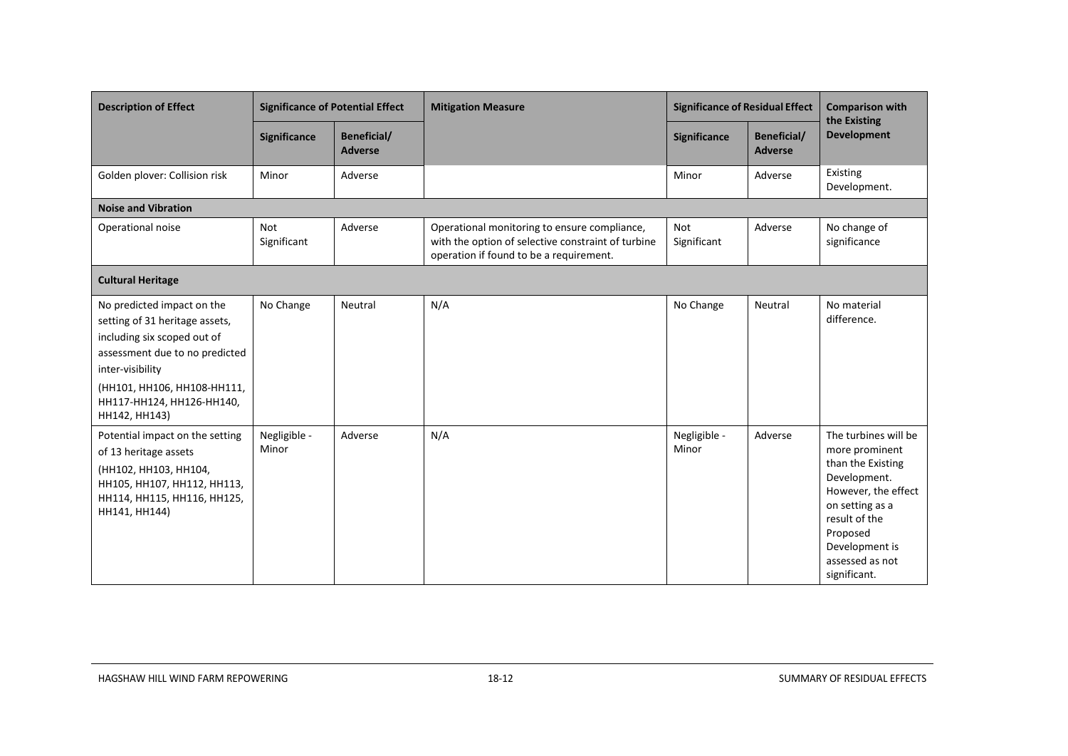| Description of Effect | Significance of Potential Effect | | Mitigation Measure | Significance of Residual Effect | | Comparison with the Existing Development |
|---|---|---|---|---|---|---|
| | Significance | Beneficial/ Adverse | | Significance | Beneficial/ Adverse | |
| Golden plover: Collision risk | Minor | Adverse | | Minor | Adverse | Existing Development. |
| **Noise and Vibration** | | | | | | |
| Operational noise | Not Significant | Adverse | Operational monitoring to ensure compliance, with the option of selective constraint of turbine operation if found to be a requirement. | Not Significant | Adverse | No change of significance |
| **Cultural Heritage** | | | | | | |
| No predicted impact on the setting of 31 heritage assets, including six scoped out of assessment due to no predicted inter-visibility (HH101, HH106, HH108-HH111, HH117-HH124, HH126-HH140, HH142, HH143) | No Change | Neutral | N/A | No Change | Neutral | No material difference. |
| Potential impact on the setting of 13 heritage assets (HH102, HH103, HH104, HH105, HH107, HH112, HH113, HH114, HH115, HH116, HH125, HH141, HH144) | Negligible - Minor | Adverse | N/A | Negligible - Minor | Adverse | The turbines will be more prominent than the Existing Development. However, the effect on setting as a result of the Proposed Development is assessed as not significant. |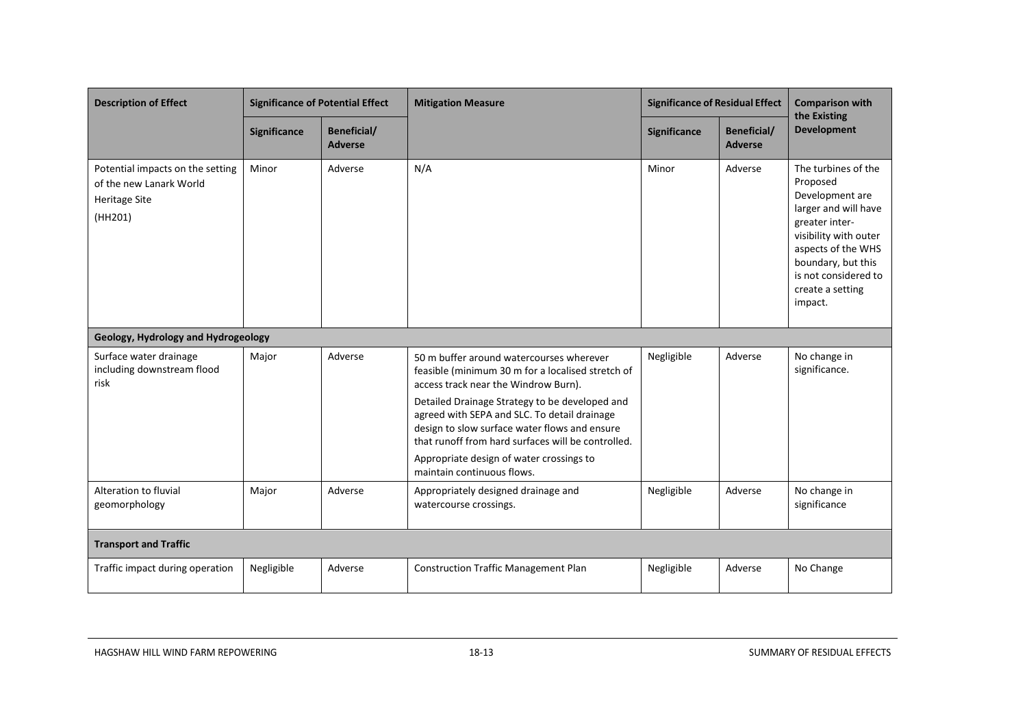| Description of Effect | Significance of Potential Effect | | Mitigation Measure | Significance of Residual Effect | | Comparison with the Existing Development |
|---|---|---|---|---|---|---|
| | Significance | Beneficial/ Adverse | | Significance | Beneficial/ Adverse | |
| Potential impacts on the setting of the new Lanark World Heritage Site (HH201) | Minor | Adverse | N/A | Minor | Adverse | The turbines of the Proposed Development are larger and will have greater inter-visibility with outer aspects of the WHS boundary, but this is not considered to create a setting impact. |
| **Geology, Hydrology and Hydrogeology** | | | | | | |
| Surface water drainage including downstream flood risk | Major | Adverse | 50 m buffer around watercourses wherever feasible (minimum 30 m for a localised stretch of access track near the Windrow Burn). Detailed Drainage Strategy to be developed and agreed with SEPA and SLC. To detail drainage design to slow surface water flows and ensure that runoff from hard surfaces will be controlled. Appropriate design of water crossings to maintain continuous flows. | Negligible | Adverse | No change in significance. |
| Alteration to fluvial geomorphology | Major | Adverse | Appropriately designed drainage and watercourse crossings. | Negligible | Adverse | No change in significance |
| **Transport and Traffic** | | | | | | |
| Traffic impact during operation | Negligible | Adverse | Construction Traffic Management Plan | Negligible | Adverse | No Change |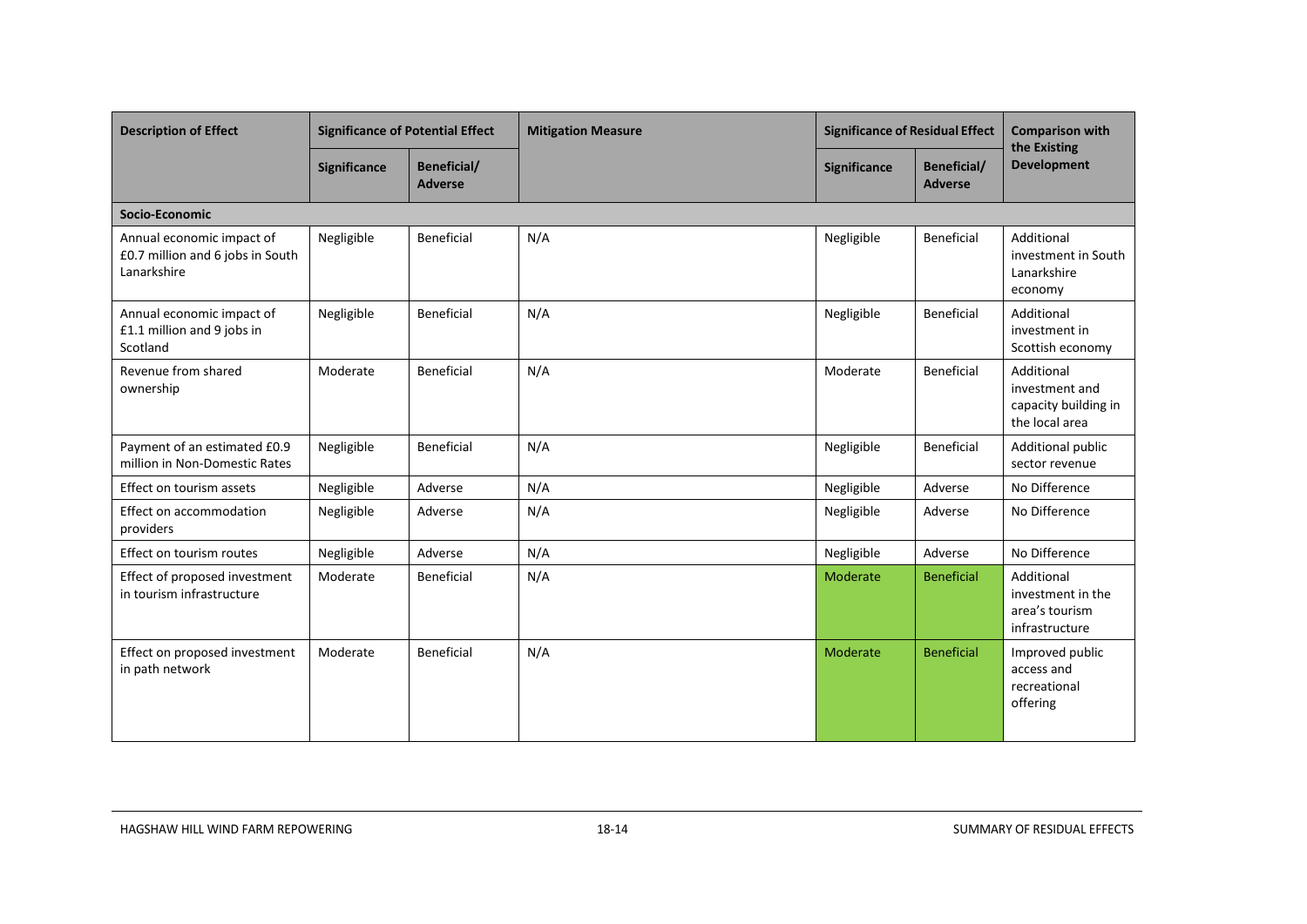| Description of Effect | Significance of Potential Effect | | Mitigation Measure | Significance of Residual Effect | | Comparison with the Existing Development |
|---|---|---|---|---|---|---|
| | Significance | Beneficial/ Adverse | | Significance | Beneficial/ Adverse | |
| **Socio-Economic** | | | | | | |
| Annual economic impact of £0.7 million and 6 jobs in South Lanarkshire | Negligible | Beneficial | N/A | Negligible | Beneficial | Additional investment in South Lanarkshire economy |
| Annual economic impact of £1.1 million and 9 jobs in Scotland | Negligible | Beneficial | N/A | Negligible | Beneficial | Additional investment in Scottish economy |
| Revenue from shared ownership | Moderate | Beneficial | N/A | Moderate | Beneficial | Additional investment and capacity building in the local area |
| Payment of an estimated £0.9 million in Non-Domestic Rates | Negligible | Beneficial | N/A | Negligible | Beneficial | Additional public sector revenue |
| Effect on tourism assets | Negligible | Adverse | N/A | Negligible | Adverse | No Difference |
| Effect on accommodation providers | Negligible | Adverse | N/A | Negligible | Adverse | No Difference |
| Effect on tourism routes | Negligible | Adverse | N/A | Negligible | Adverse | No Difference |
| Effect of proposed investment in tourism infrastructure | Moderate | Beneficial | N/A | Moderate | Beneficial | Additional investment in the area's tourism infrastructure |
| Effect on proposed investment in path network | Moderate | Beneficial | N/A | Moderate | Beneficial | Improved public access and recreational offering |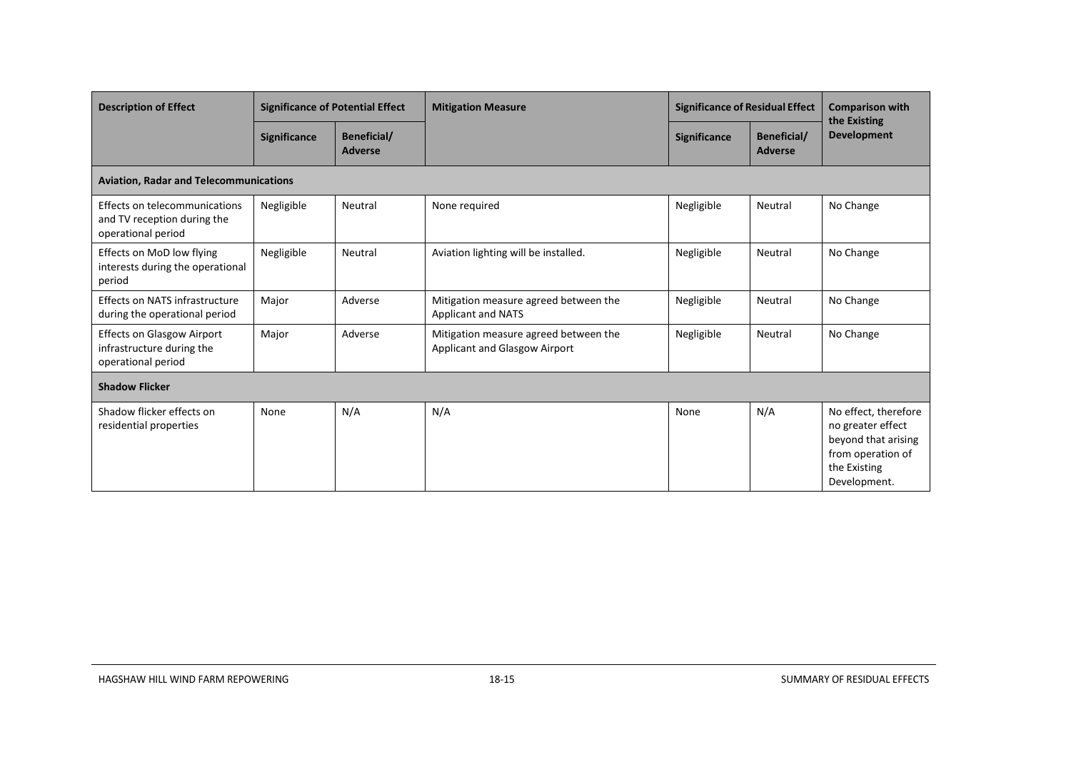| Description of Effect | Significance of Potential Effect | | Mitigation Measure | Significance of Residual Effect | | Comparison with the Existing Development |
|---|---|---|---|---|---|---|
| | Significance | Beneficial/ Adverse | | Significance | Beneficial/ Adverse | |
| **Aviation, Radar and Telecommunications** | | | | | | |
| Effects on telecommunications and TV reception during the operational period | Negligible | Neutral | None required | Negligible | Neutral | No Change |
| Effects on MoD low flying interests during the operational period | Negligible | Neutral | Aviation lighting will be installed. | Negligible | Neutral | No Change |
| Effects on NATS infrastructure during the operational period | Major | Adverse | Mitigation measure agreed between the Applicant and NATS | Negligible | Neutral | No Change |
| Effects on Glasgow Airport infrastructure during the operational period | Major | Adverse | Mitigation measure agreed between the Applicant and Glasgow Airport | Negligible | Neutral | No Change |
| **Shadow Flicker** | | | | | | |
| Shadow flicker effects on residential properties | None | N/A | N/A | None | N/A | No effect, therefore no greater effect beyond that arising from operation of the Existing Development. |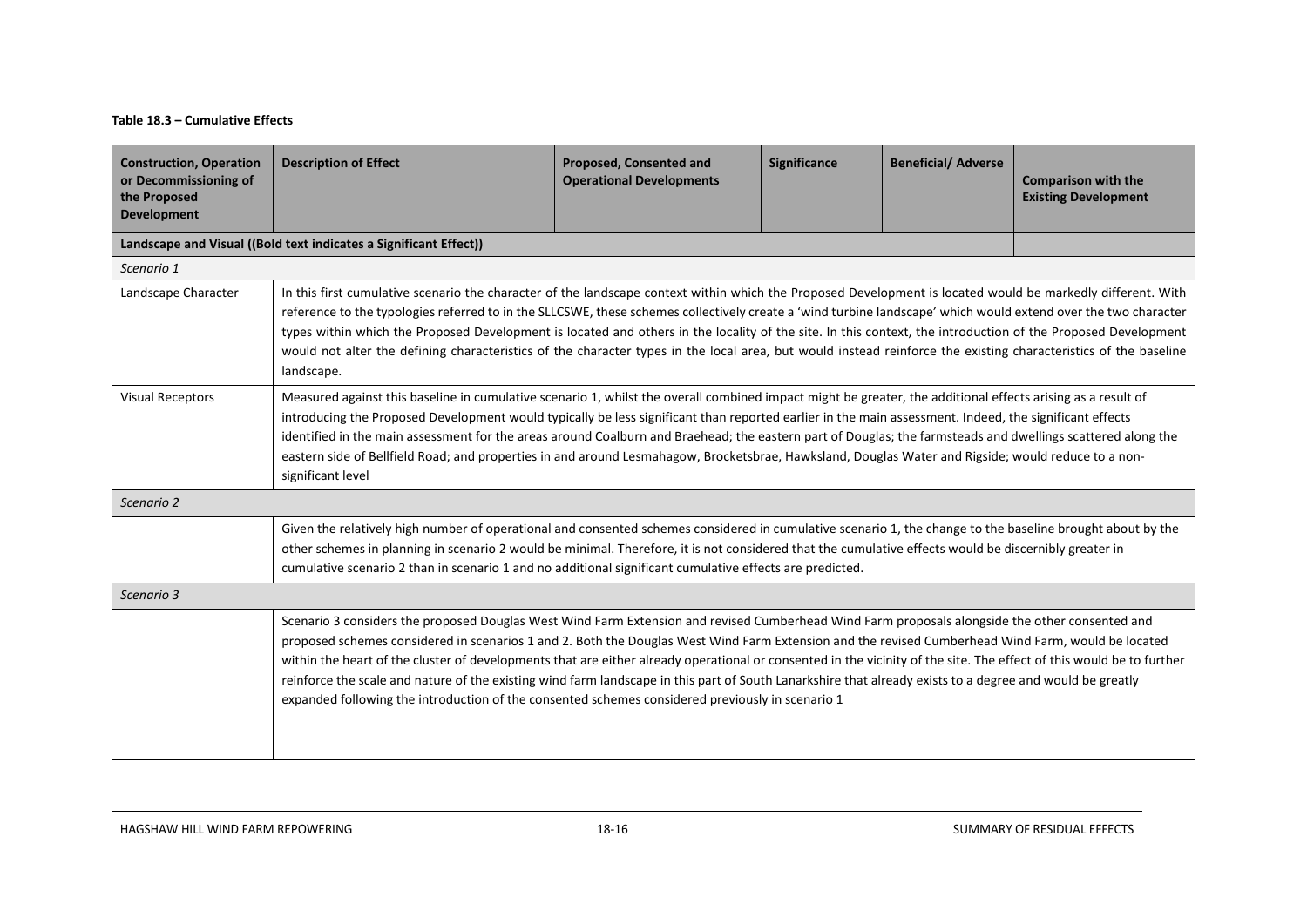**Table 18.3 – Cumulative Effects**

| Construction, Operation or Decommissioning of the Proposed Development | Description of Effect | Proposed, Consented and Operational Developments | Significance | Beneficial/ Adverse | Comparison with the Existing Development |
|---|---|---|---|---|---|
| **Landscape and Visual ((Bold text indicates a Significant Effect))** | | | | | |
| *Scenario 1* | | | | | |
| Landscape Character | In this first cumulative scenario the character of the landscape context within which the Proposed Development is located would be markedly different. With reference to the typologies referred to in the SLLCSWE, these schemes collectively create a 'wind turbine landscape' which would extend over the two character types within which the Proposed Development is located and others in the locality of the site. In this context, the introduction of the Proposed Development would not alter the defining characteristics of the character types in the local area, but would instead reinforce the existing characteristics of the baseline landscape. | | | | |
| Visual Receptors | Measured against this baseline in cumulative scenario 1, whilst the overall combined impact might be greater, the additional effects arising as a result of introducing the Proposed Development would typically be less significant than reported earlier in the main assessment. Indeed, the significant effects identified in the main assessment for the areas around Coalburn and Braehead; the eastern part of Douglas; the farmsteads and dwellings scattered along the eastern side of Bellfield Road; and properties in and around Lesmahagow, Brocketsbrae, Hawksland, Douglas Water and Rigside; would reduce to a non-significant level | | | | |
| *Scenario 2* | | | | | |
| | Given the relatively high number of operational and consented schemes considered in cumulative scenario 1, the change to the baseline brought about by the other schemes in planning in scenario 2 would be minimal. Therefore, it is not considered that the cumulative effects would be discernibly greater in cumulative scenario 2 than in scenario 1 and no additional significant cumulative effects are predicted. | | | | |
| *Scenario 3* | | | | | |
| | Scenario 3 considers the proposed Douglas West Wind Farm Extension and revised Cumberhead Wind Farm proposals alongside the other consented and proposed schemes considered in scenarios 1 and 2. Both the Douglas West Wind Farm Extension and the revised Cumberhead Wind Farm, would be located within the heart of the cluster of developments that are either already operational or consented in the vicinity of the site. The effect of this would be to further reinforce the scale and nature of the existing wind farm landscape in this part of South Lanarkshire that already exists to a degree and would be greatly expanded following the introduction of the consented schemes considered previously in scenario 1 | | | | |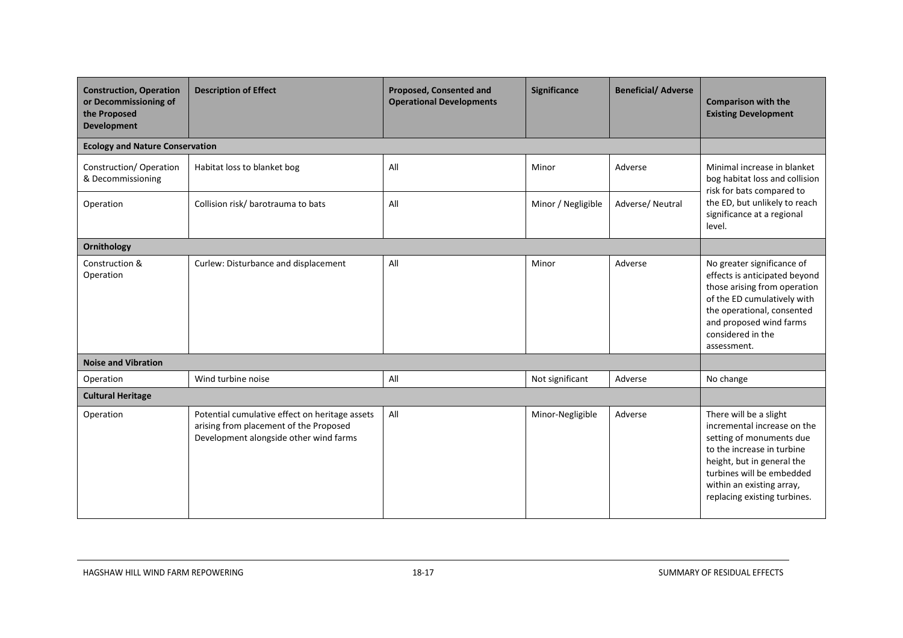| Construction, Operation or Decommissioning of the Proposed Development | Description of Effect | Proposed, Consented and Operational Developments | Significance | Beneficial/ Adverse | Comparison with the Existing Development |
|---|---|---|---|---|---|
| **Ecology and Nature Conservation** | | | | | |
| Construction/ Operation & Decommissioning | Habitat loss to blanket bog | All | Minor | Adverse | Minimal increase in blanket bog habitat loss and collision risk for bats compared to the ED, but unlikely to reach significance at a regional level. |
| Operation | Collision risk/ barotrauma to bats | All | Minor / Negligible | Adverse/ Neutral | |
| **Ornithology** | | | | | |
| Construction & Operation | Curlew: Disturbance and displacement | All | Minor | Adverse | No greater significance of effects is anticipated beyond those arising from operation of the ED cumulatively with the operational, consented and proposed wind farms considered in the assessment. |
| **Noise and Vibration** | | | | | |
| Operation | Wind turbine noise | All | Not significant | Adverse | No change |
| **Cultural Heritage** | | | | | |
| Operation | Potential cumulative effect on heritage assets arising from placement of the Proposed Development alongside other wind farms | All | Minor-Negligible | Adverse | There will be a slight incremental increase on the setting of monuments due to the increase in turbine height, but in general the turbines will be embedded within an existing array, replacing existing turbines. |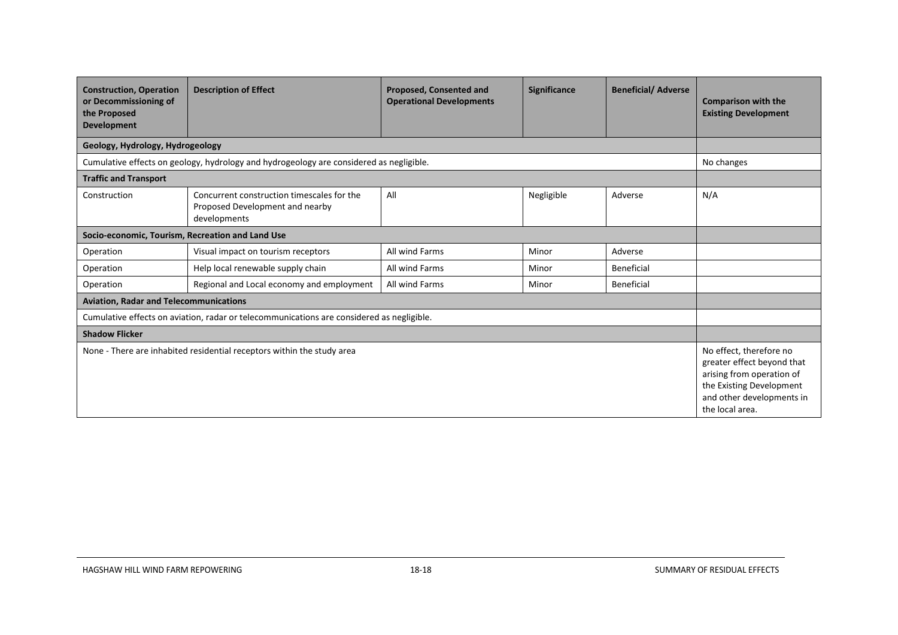| Construction, Operation or Decommissioning of the Proposed Development | Description of Effect | Proposed, Consented and Operational Developments | Significance | Beneficial/ Adverse | Comparison with the Existing Development |
|---|---|---|---|---|---|
| **Geology, Hydrology, Hydrogeology** | | | | | |
| Cumulative effects on geology, hydrology and hydrogeology are considered as negligible. | | | | | No changes |
| **Traffic and Transport** | | | | | |
| Construction | Concurrent construction timescales for the Proposed Development and nearby developments | All | Negligible | Adverse | N/A |
| **Socio-economic, Tourism, Recreation and Land Use** | | | | | |
| Operation | Visual impact on tourism receptors | All wind Farms | Minor | Adverse | |
| Operation | Help local renewable supply chain | All wind Farms | Minor | Beneficial | |
| Operation | Regional and Local economy and employment | All wind Farms | Minor | Beneficial | |
| **Aviation, Radar and Telecommunications** | | | | | |
| Cumulative effects on aviation, radar or telecommunications are considered as negligible. | | | | | |
| **Shadow Flicker** | | | | | |
| None - There are inhabited residential receptors within the study area | | | | | No effect, therefore no greater effect beyond that arising from operation of the Existing Development and other developments in the local area. |